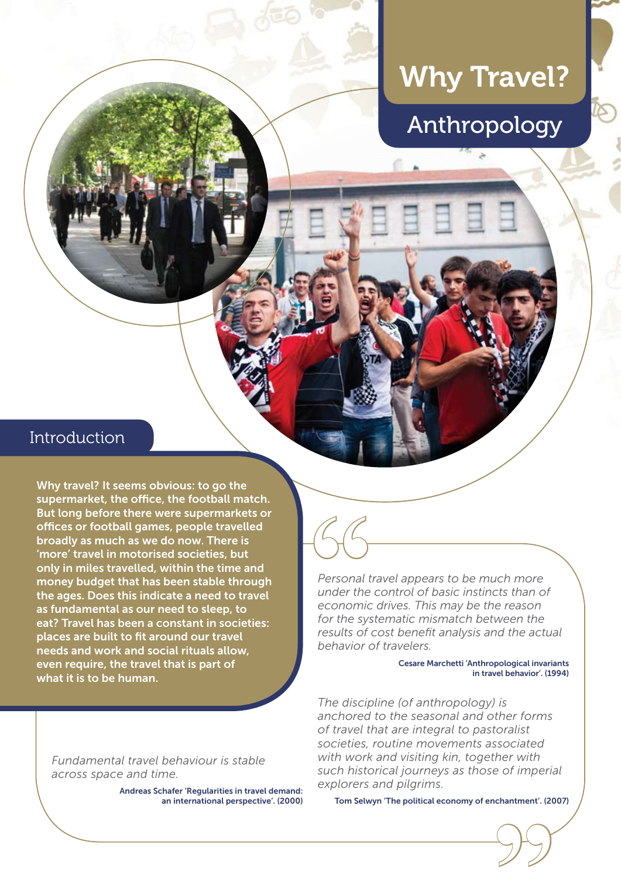# Why Travel?

## Anthropology

### Introduction

**Why travel? It seems obvious: to go the supermarket, the office, the football match. But long before there were supermarkets or offices or football games, people travelled broadly as much as we do now. There is 'more' travel in motorised societies, but only in miles travelled, within the time and money budget that has been stable through the ages. Does this indicate a need to travel as fundamental as our need to sleep, to eat? Travel has been a constant in societies: places are built to fit around our travel needs and work and social rituals allow, even require, the travel that is part of what it is to be human.**

*Personal travel appears to be much more under the control of basic instincts than of economic drives. This may be the reason for the systematic mismatch between the results of cost benefit analysis and the actual behavior of travelers.*

Cesare Marchetti 'Anthropological invariants in travel behavior'. (1994)

*The discipline (of anthropology) is anchored to the seasonal and other forms of travel that are integral to pastoralist societies, routine movements associated with work and visiting kin, together with such historical journeys as those of imperial explorers and pilgrims.*

Tom Selwyn 'The political economy of enchantment'. (2007)

*Fundamental travel behaviour is stable across space and time.*

Andreas Schafer 'Regularities in travel demand: an international perspective'. (2000)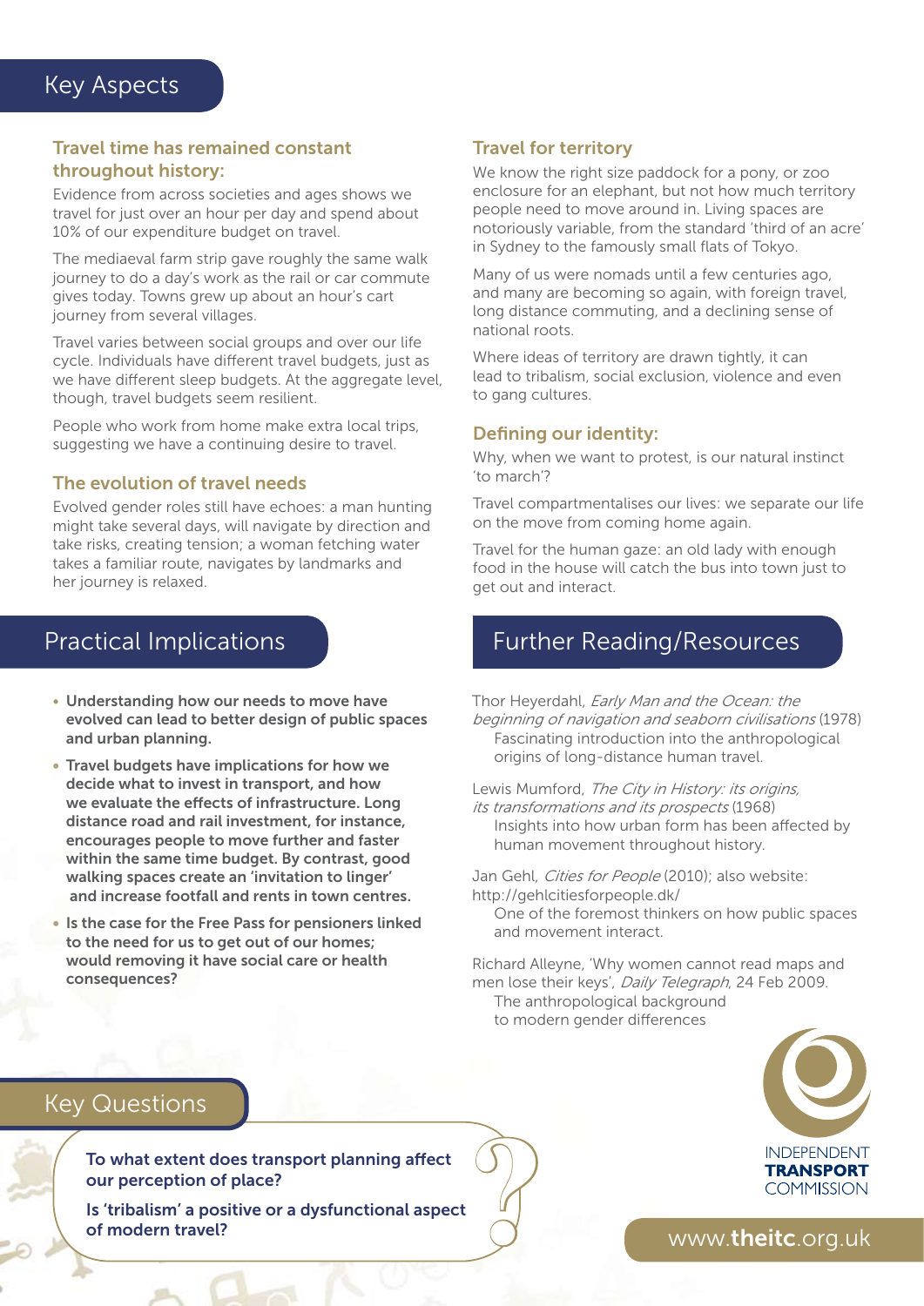## Key Aspects

### Travel time has remained constant throughout history:

Evidence from across societies and ages shows we travel for just over an hour per day and spend about 10% of our expenditure budget on travel.

The mediaeval farm strip gave roughly the same walk journey to do a day's work as the rail or car commute gives today. Towns grew up about an hour's cart journey from several villages.

Travel varies between social groups and over our life cycle. Individuals have different travel budgets, just as we have different sleep budgets. At the aggregate level, though, travel budgets seem resilient.

People who work from home make extra local trips, suggesting we have a continuing desire to travel.

### The evolution of travel needs

Evolved gender roles still have echoes: a man hunting might take several days, will navigate by direction and take risks, creating tension; a woman fetching water takes a familiar route, navigates by landmarks and her journey is relaxed.

### Travel for territory

We know the right size paddock for a pony, or zoo enclosure for an elephant, but not how much territory people need to move around in. Living spaces are notoriously variable, from the standard 'third of an acre' in Sydney to the famously small flats of Tokyo.

Many of us were nomads until a few centuries ago, and many are becoming so again, with foreign travel, long distance commuting, and a declining sense of national roots.

Where ideas of territory are drawn tightly, it can lead to tribalism, social exclusion, violence and even to gang cultures.

### Defining our identity:

Why, when we want to protest, is our natural instinct 'to march'?

Travel compartmentalises our lives: we separate our life on the move from coming home again.

Travel for the human gaze: an old lady with enough food in the house will catch the bus into town just to get out and interact.

## Practical Implications

- **Understanding how our needs to move have evolved can lead to better design of public spaces and urban planning.**
- **Travel budgets have implications for how we decide what to invest in transport, and how we evaluate the effects of infrastructure. Long distance road and rail investment, for instance, encourages people to move further and faster within the same time budget. By contrast, good walking spaces create an 'invitation to linger' and increase footfall and rents in town centres.**
- **Is the case for the Free Pass for pensioners linked to the need for us to get out of our homes; would removing it have social care or health consequences?**

## Further Reading/Resources

Thor Heyerdahl, *Early Man and the Ocean: the beginning of navigation and seaborn civilisations* (1978)
Fascinating introduction into the anthropological origins of long-distance human travel.

Lewis Mumford, *The City in History: its origins, its transformations and its prospects* (1968)
Insights into how urban form has been affected by human movement throughout history.

Jan Gehl, *Cities for People* (2010); also website: http://gehlcitiesforpeople.dk/
One of the foremost thinkers on how public spaces and movement interact.

Richard Alleyne, 'Why women cannot read maps and men lose their keys', *Daily Telegraph*, 24 Feb 2009.
The anthropological background to modern gender differences

## Key Questions

**To what extent does transport planning affect our perception of place?**

**Is 'tribalism' a positive or a dysfunctional aspect of modern travel?**

INDEPENDENT **TRANSPORT** COMMISSION

www.**theitc**.org.uk